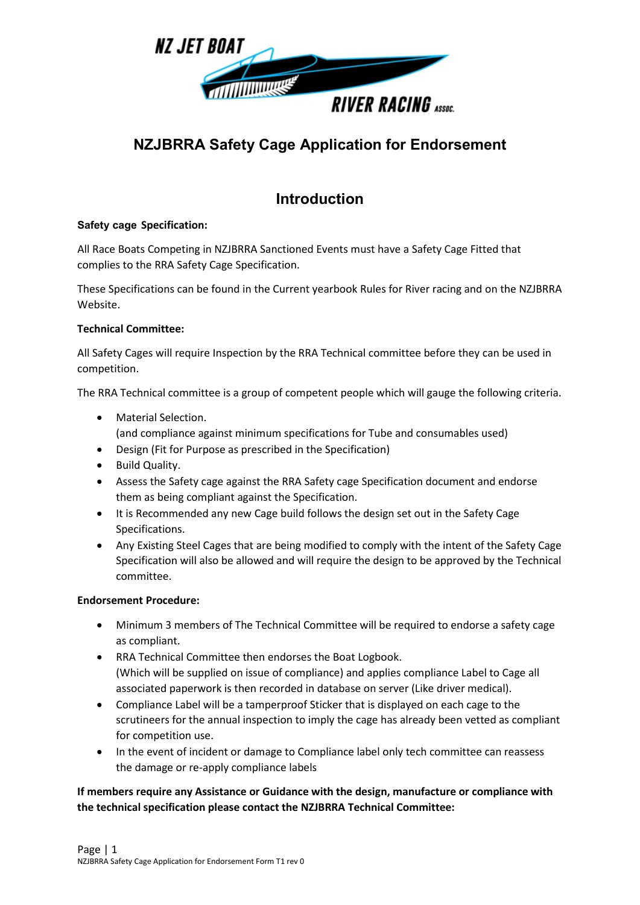# NZJBRRA Safety Cage Application for Endorsement

## Introduction

**Safety cage Specification:**

All Race Boats Competing in NZJBRRA Sanctioned Events must have a Safety Cage Fitted that complies to the RRA Safety Cage Specification.

These Specifications can be found in the Current yearbook Rules for River racing and on the NZJBRRA Website.

**Technical Committee:**

All Safety Cages will require Inspection by the RRA Technical committee before they can be used in competition.

The RRA Technical committee is a group of competent people which will gauge the following criteria.

- Material Selection.
  (and compliance against minimum specifications for Tube and consumables used)
- Design (Fit for Purpose as prescribed in the Specification)
- Build Quality.
- Assess the Safety cage against the RRA Safety cage Specification document and endorse them as being compliant against the Specification.
- It is Recommended any new Cage build follows the design set out in the Safety Cage Specifications.
- Any Existing Steel Cages that are being modified to comply with the intent of the Safety Cage Specification will also be allowed and will require the design to be approved by the Technical committee.

**Endorsement Procedure:**

- Minimum 3 members of The Technical Committee will be required to endorse a safety cage as compliant.
- RRA Technical Committee then endorses the Boat Logbook.
  (Which will be supplied on issue of compliance) and applies compliance Label to Cage all associated paperwork is then recorded in database on server (Like driver medical).
- Compliance Label will be a tamperproof Sticker that is displayed on each cage to the scrutineers for the annual inspection to imply the cage has already been vetted as compliant for competition use.
- In the event of incident or damage to Compliance label only tech committee can reassess the damage or re-apply compliance labels

**If members require any Assistance or Guidance with the design, manufacture or compliance with the technical specification please contact the NZJBRRA Technical Committee:**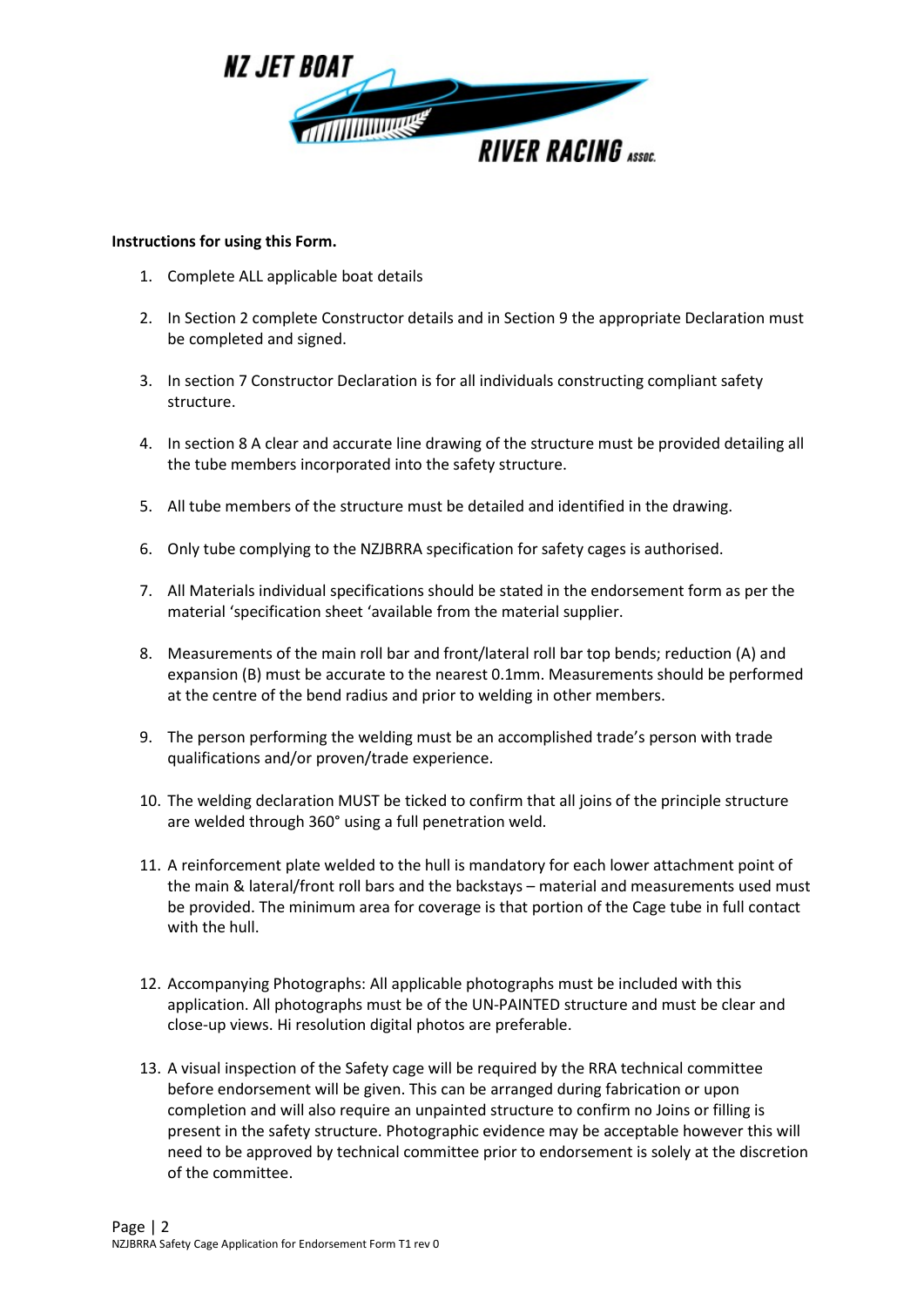**Instructions for using this Form.**

1. Complete ALL applicable boat details

2. In Section 2 complete Constructor details and in Section 9 the appropriate Declaration must be completed and signed.

3. In section 7 Constructor Declaration is for all individuals constructing compliant safety structure.

4. In section 8 A clear and accurate line drawing of the structure must be provided detailing all the tube members incorporated into the safety structure.

5. All tube members of the structure must be detailed and identified in the drawing.

6. Only tube complying to the NZJBRRA specification for safety cages is authorised.

7. All Materials individual specifications should be stated in the endorsement form as per the material 'specification sheet 'available from the material supplier.

8. Measurements of the main roll bar and front/lateral roll bar top bends; reduction (A) and expansion (B) must be accurate to the nearest 0.1mm. Measurements should be performed at the centre of the bend radius and prior to welding in other members.

9. The person performing the welding must be an accomplished trade's person with trade qualifications and/or proven/trade experience.

10. The welding declaration MUST be ticked to confirm that all joins of the principle structure are welded through 360° using a full penetration weld.

11. A reinforcement plate welded to the hull is mandatory for each lower attachment point of the main & lateral/front roll bars and the backstays – material and measurements used must be provided. The minimum area for coverage is that portion of the Cage tube in full contact with the hull.

12. Accompanying Photographs: All applicable photographs must be included with this application. All photographs must be of the UN-PAINTED structure and must be clear and close-up views. Hi resolution digital photos are preferable.

13. A visual inspection of the Safety cage will be required by the RRA technical committee before endorsement will be given. This can be arranged during fabrication or upon completion and will also require an unpainted structure to confirm no Joins or filling is present in the safety structure. Photographic evidence may be acceptable however this will need to be approved by technical committee prior to endorsement is solely at the discretion of the committee.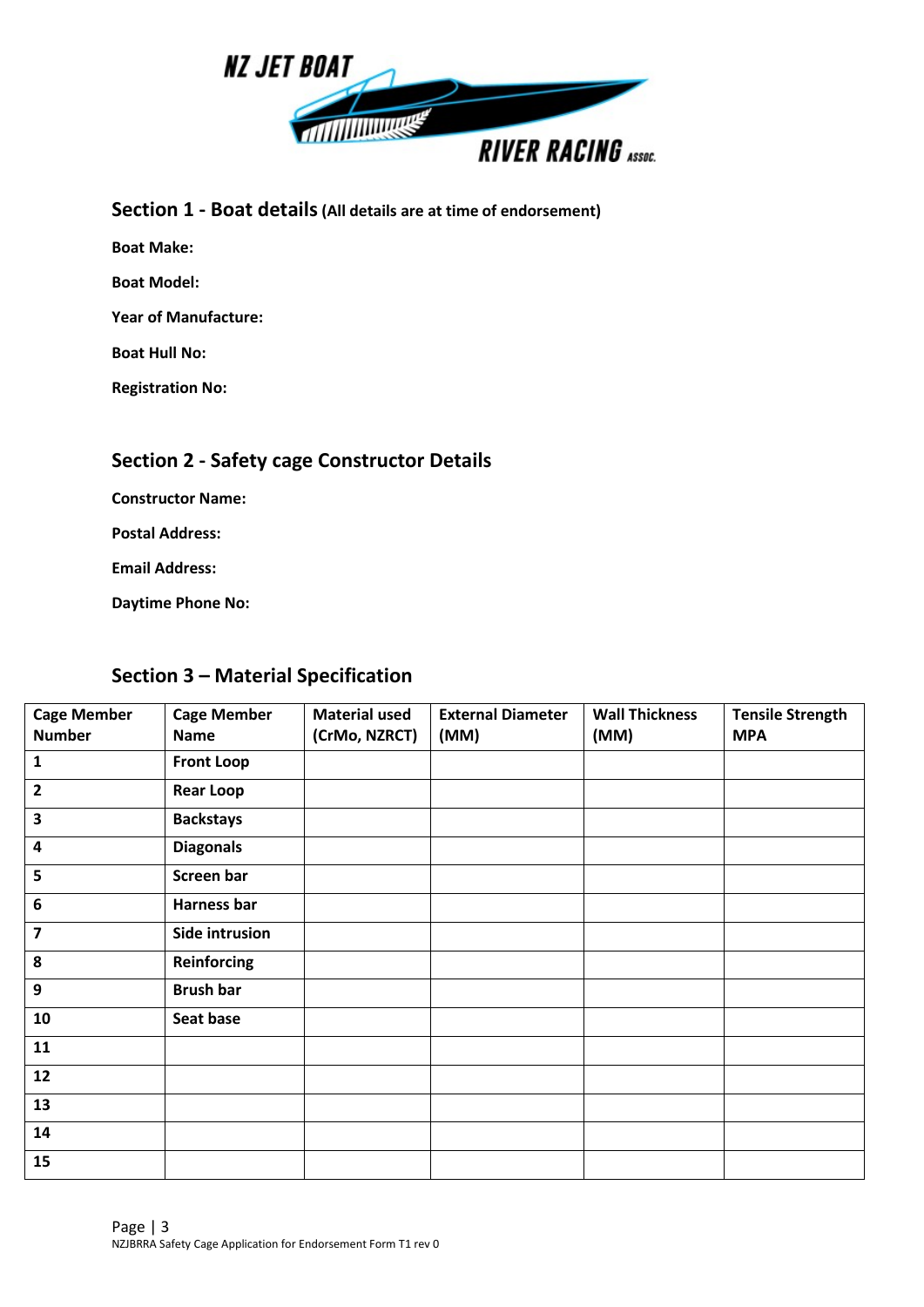## Section 1 - Boat details (All details are at time of endorsement)

**Boat Make:**

**Boat Model:**

**Year of Manufacture:**

**Boat Hull No:**

**Registration No:**

## Section 2 - Safety cage Constructor Details

**Constructor Name:**

**Postal Address:**

**Email Address:**

**Daytime Phone No:**

## Section 3 – Material Specification

| Cage Member Number | Cage Member Name | Material used (CrMo, NZRCT) | External Diameter (MM) | Wall Thickness (MM) | Tensile Strength MPA |
|---|---|---|---|---|---|
| 1 | Front Loop | | | | |
| 2 | Rear Loop | | | | |
| 3 | Backstays | | | | |
| 4 | Diagonals | | | | |
| 5 | Screen bar | | | | |
| 6 | Harness bar | | | | |
| 7 | Side intrusion | | | | |
| 8 | Reinforcing | | | | |
| 9 | Brush bar | | | | |
| 10 | Seat base | | | | |
| 11 | | | | | |
| 12 | | | | | |
| 13 | | | | | |
| 14 | | | | | |
| 15 | | | | | |

NZJBRRA Safety Cage Application for Endorsement Form T1 rev 0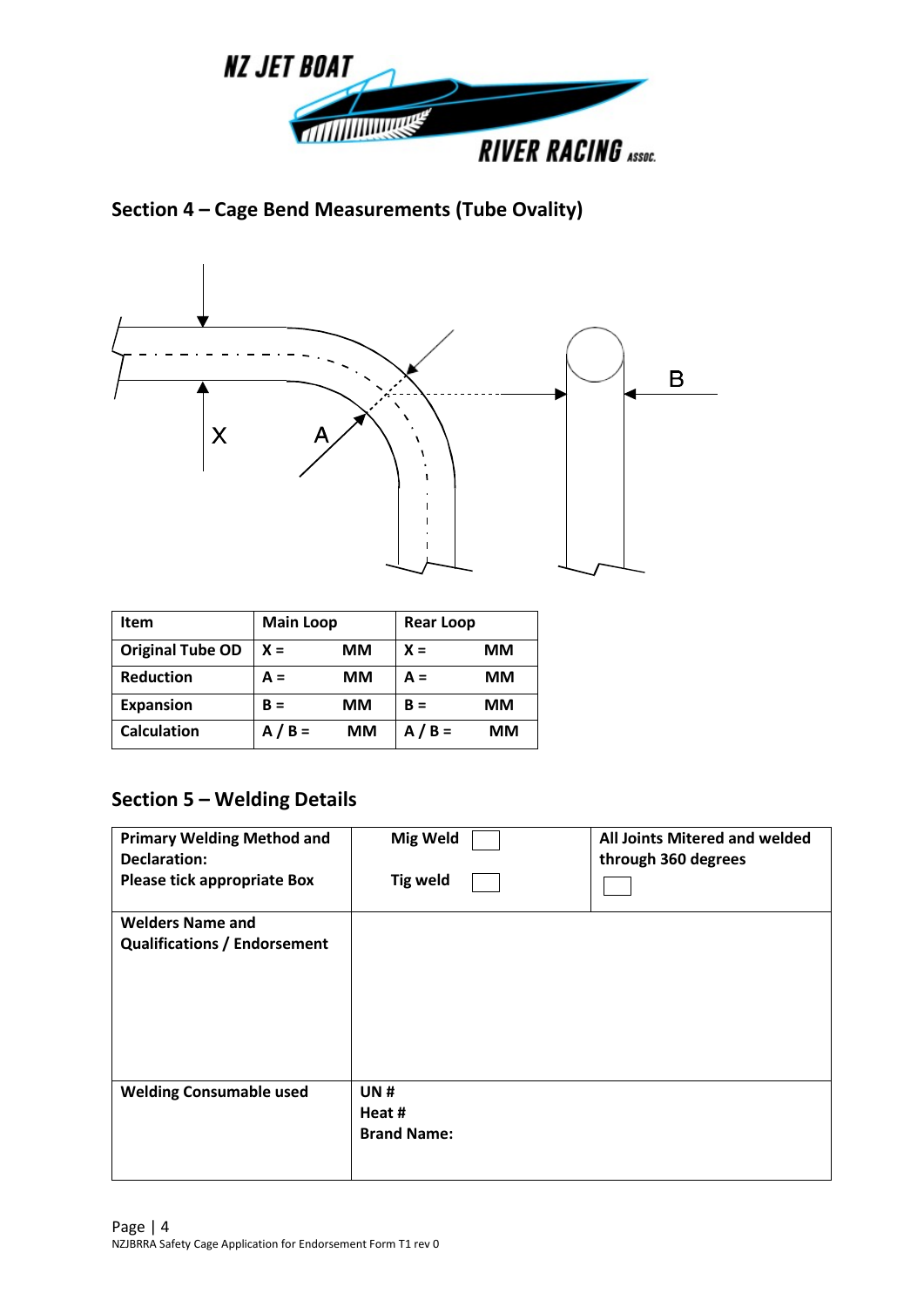## Section 4 – Cage Bend Measurements (Tube Ovality)

| Item | Main Loop | Rear Loop |
|---|---|---|
| Original Tube OD | X = MM | X = MM |
| Reduction | A = MM | A = MM |
| Expansion | B = MM | B = MM |
| Calculation | A / B = MM | A / B = MM |

## Section 5 – Welding Details

| Primary Welding Method and Declaration: Please tick appropriate Box | Mig Weld ☐ Tig weld ☐ | All Joints Mitered and welded through 360 degrees ☐ |
|---|---|---|
| Welders Name and Qualifications / Endorsement | | |
| Welding Consumable used | UN # Heat # Brand Name: | |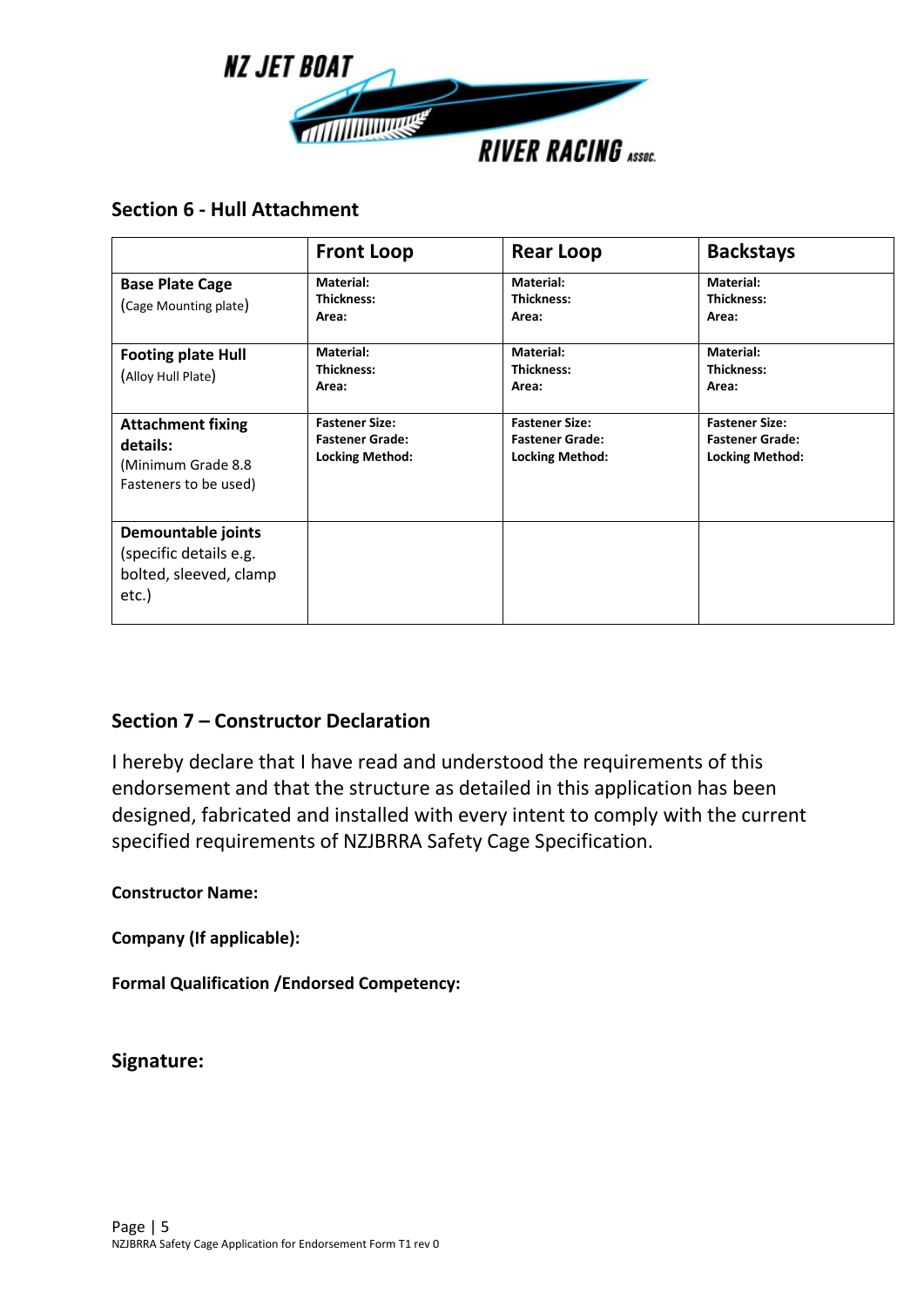## Section 6 - Hull Attachment

| | Front Loop | Rear Loop | Backstays |
|---|---|---|---|
| **Base Plate Cage** (Cage Mounting plate) | **Material:**<br>**Thickness:**<br>**Area:** | **Material:**<br>**Thickness:**<br>**Area:** | **Material:**<br>**Thickness:**<br>**Area:** |
| **Footing plate Hull** (Alloy Hull Plate) | **Material:**<br>**Thickness:**<br>**Area:** | **Material:**<br>**Thickness:**<br>**Area:** | **Material:**<br>**Thickness:**<br>**Area:** |
| **Attachment fixing details:** (Minimum Grade 8.8 Fasteners to be used) | **Fastener Size:**<br>**Fastener Grade:**<br>**Locking Method:** | **Fastener Size:**<br>**Fastener Grade:**<br>**Locking Method:** | **Fastener Size:**<br>**Fastener Grade:**<br>**Locking Method:** |
| **Demountable joints** (specific details e.g. bolted, sleeved, clamp etc.) | | | |

## Section 7 – Constructor Declaration

I hereby declare that I have read and understood the requirements of this endorsement and that the structure as detailed in this application has been designed, fabricated and installed with every intent to comply with the current specified requirements of NZJBRRA Safety Cage Specification.

**Constructor Name:**

**Company (If applicable):**

**Formal Qualification /Endorsed Competency:**

**Signature:**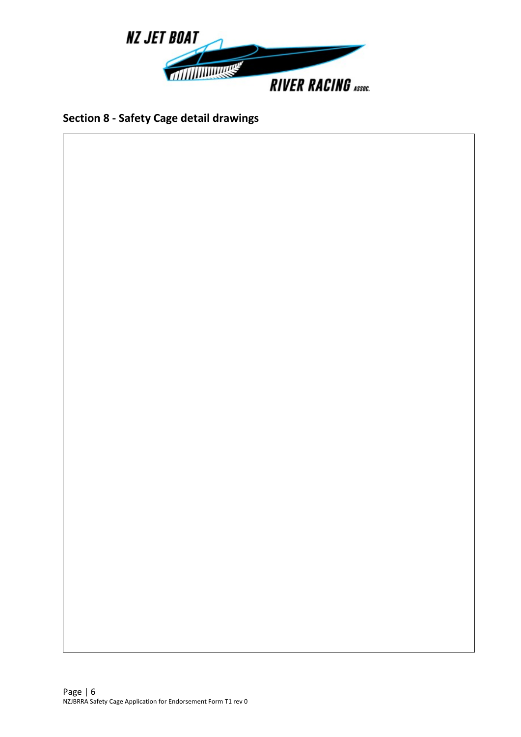## Section 8 - Safety Cage detail drawings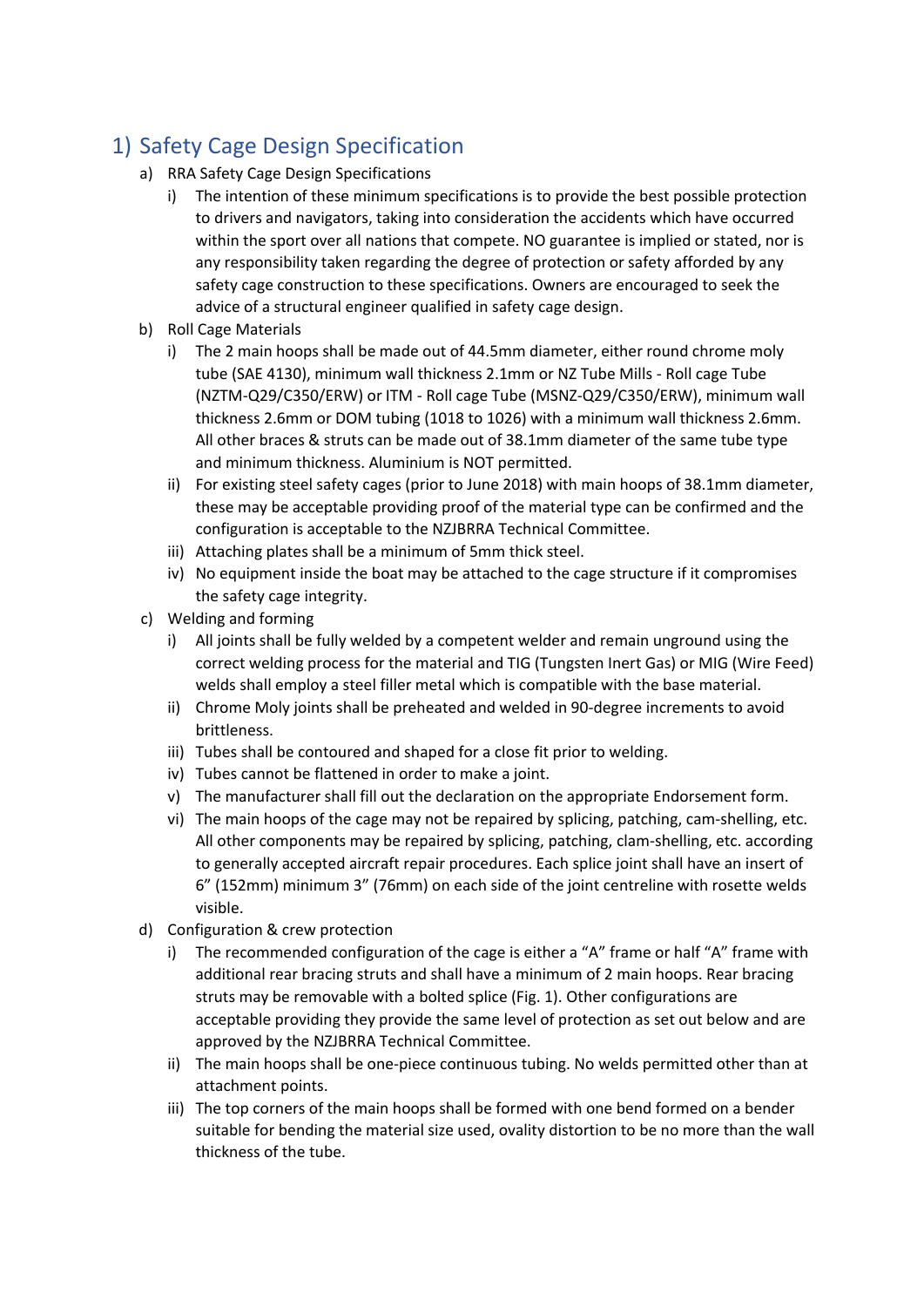# 1) Safety Cage Design Specification

a) RRA Safety Cage Design Specifications

  i) The intention of these minimum specifications is to provide the best possible protection to drivers and navigators, taking into consideration the accidents which have occurred within the sport over all nations that compete. NO guarantee is implied or stated, nor is any responsibility taken regarding the degree of protection or safety afforded by any safety cage construction to these specifications. Owners are encouraged to seek the advice of a structural engineer qualified in safety cage design.

b) Roll Cage Materials

  i) The 2 main hoops shall be made out of 44.5mm diameter, either round chrome moly tube (SAE 4130), minimum wall thickness 2.1mm or NZ Tube Mills - Roll cage Tube (NZTM-Q29/C350/ERW) or ITM - Roll cage Tube (MSNZ-Q29/C350/ERW), minimum wall thickness 2.6mm or DOM tubing (1018 to 1026) with a minimum wall thickness 2.6mm. All other braces & struts can be made out of 38.1mm diameter of the same tube type and minimum thickness. Aluminium is NOT permitted.

  ii) For existing steel safety cages (prior to June 2018) with main hoops of 38.1mm diameter, these may be acceptable providing proof of the material type can be confirmed and the configuration is acceptable to the NZJBRRA Technical Committee.

  iii) Attaching plates shall be a minimum of 5mm thick steel.

  iv) No equipment inside the boat may be attached to the cage structure if it compromises the safety cage integrity.

c) Welding and forming

  i) All joints shall be fully welded by a competent welder and remain unground using the correct welding process for the material and TIG (Tungsten Inert Gas) or MIG (Wire Feed) welds shall employ a steel filler metal which is compatible with the base material.

  ii) Chrome Moly joints shall be preheated and welded in 90-degree increments to avoid brittleness.

  iii) Tubes shall be contoured and shaped for a close fit prior to welding.

  iv) Tubes cannot be flattened in order to make a joint.

  v) The manufacturer shall fill out the declaration on the appropriate Endorsement form.

  vi) The main hoops of the cage may not be repaired by splicing, patching, cam-shelling, etc. All other components may be repaired by splicing, patching, clam-shelling, etc. according to generally accepted aircraft repair procedures. Each splice joint shall have an insert of 6" (152mm) minimum 3" (76mm) on each side of the joint centreline with rosette welds visible.

d) Configuration & crew protection

  i) The recommended configuration of the cage is either a "A" frame or half "A" frame with additional rear bracing struts and shall have a minimum of 2 main hoops. Rear bracing struts may be removable with a bolted splice (Fig. 1). Other configurations are acceptable providing they provide the same level of protection as set out below and are approved by the NZJBRRA Technical Committee.

  ii) The main hoops shall be one-piece continuous tubing. No welds permitted other than at attachment points.

  iii) The top corners of the main hoops shall be formed with one bend formed on a bender suitable for bending the material size used, ovality distortion to be no more than the wall thickness of the tube.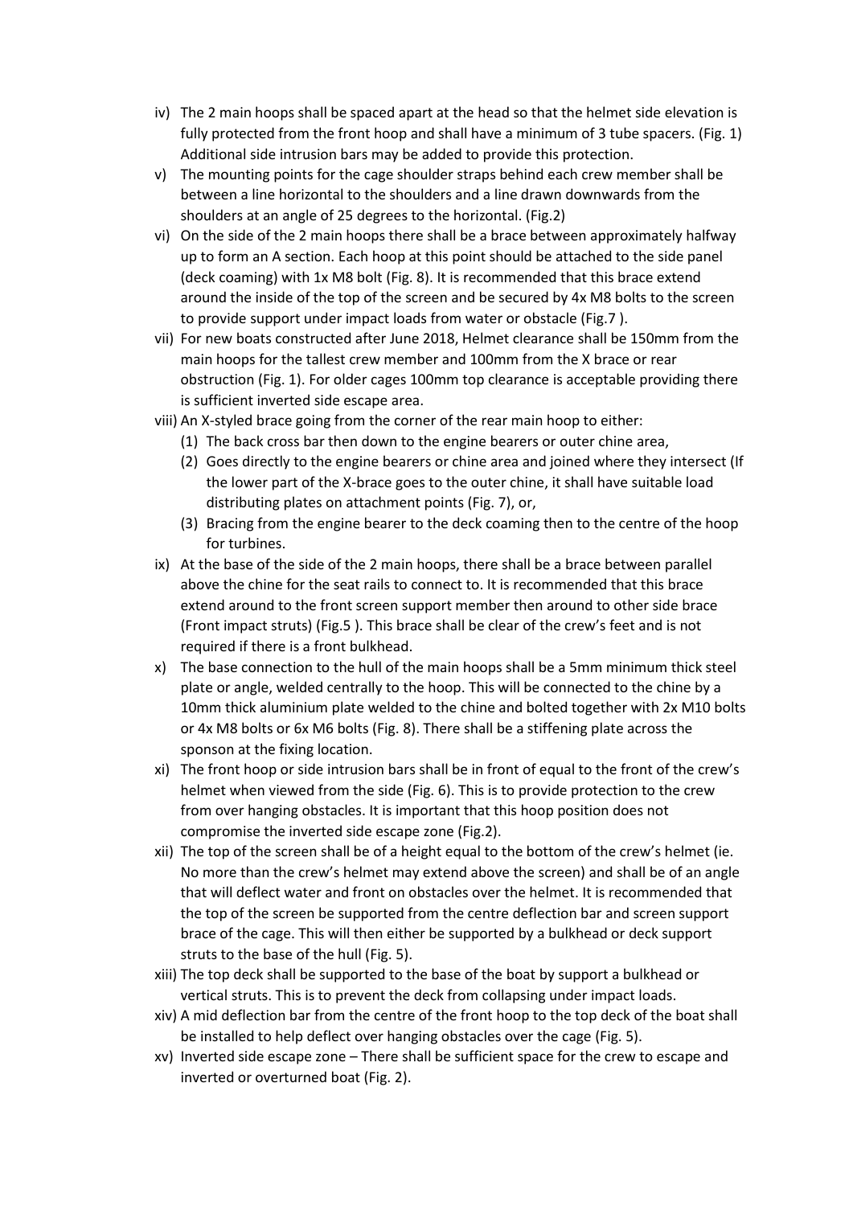iv) The 2 main hoops shall be spaced apart at the head so that the helmet side elevation is fully protected from the front hoop and shall have a minimum of 3 tube spacers. (Fig. 1) Additional side intrusion bars may be added to provide this protection.

v) The mounting points for the cage shoulder straps behind each crew member shall be between a line horizontal to the shoulders and a line drawn downwards from the shoulders at an angle of 25 degrees to the horizontal. (Fig.2)

vi) On the side of the 2 main hoops there shall be a brace between approximately halfway up to form an A section. Each hoop at this point should be attached to the side panel (deck coaming) with 1x M8 bolt (Fig. 8). It is recommended that this brace extend around the inside of the top of the screen and be secured by 4x M8 bolts to the screen to provide support under impact loads from water or obstacle (Fig.7 ).

vii) For new boats constructed after June 2018, Helmet clearance shall be 150mm from the main hoops for the tallest crew member and 100mm from the X brace or rear obstruction (Fig. 1). For older cages 100mm top clearance is acceptable providing there is sufficient inverted side escape area.

viii) An X-styled brace going from the corner of the rear main hoop to either:
   1. (1) The back cross bar then down to the engine bearers or outer chine area,
   2. (2) Goes directly to the engine bearers or chine area and joined where they intersect (If the lower part of the X-brace goes to the outer chine, it shall have suitable load distributing plates on attachment points (Fig. 7), or,
   3. (3) Bracing from the engine bearer to the deck coaming then to the centre of the hoop for turbines.

ix) At the base of the side of the 2 main hoops, there shall be a brace between parallel above the chine for the seat rails to connect to. It is recommended that this brace extend around to the front screen support member then around to other side brace (Front impact struts) (Fig.5 ). This brace shall be clear of the crew's feet and is not required if there is a front bulkhead.

x) The base connection to the hull of the main hoops shall be a 5mm minimum thick steel plate or angle, welded centrally to the hoop. This will be connected to the chine by a 10mm thick aluminium plate welded to the chine and bolted together with 2x M10 bolts or 4x M8 bolts or 6x M6 bolts (Fig. 8). There shall be a stiffening plate across the sponson at the fixing location.

xi) The front hoop or side intrusion bars shall be in front of equal to the front of the crew's helmet when viewed from the side (Fig. 6). This is to provide protection to the crew from over hanging obstacles. It is important that this hoop position does not compromise the inverted side escape zone (Fig.2).

xii) The top of the screen shall be of a height equal to the bottom of the crew's helmet (ie. No more than the crew's helmet may extend above the screen) and shall be of an angle that will deflect water and front on obstacles over the helmet. It is recommended that the top of the screen be supported from the centre deflection bar and screen support brace of the cage. This will then either be supported by a bulkhead or deck support struts to the base of the hull (Fig. 5).

xiii) The top deck shall be supported to the base of the boat by support a bulkhead or vertical struts. This is to prevent the deck from collapsing under impact loads.

xiv) A mid deflection bar from the centre of the front hoop to the top deck of the boat shall be installed to help deflect over hanging obstacles over the cage (Fig. 5).

xv) Inverted side escape zone – There shall be sufficient space for the crew to escape and inverted or overturned boat (Fig. 2).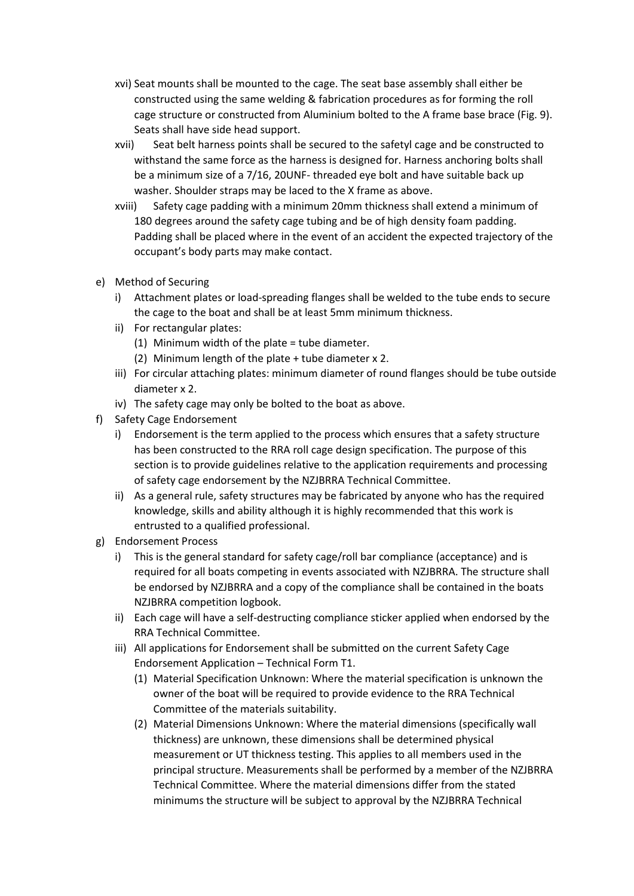xvi) Seat mounts shall be mounted to the cage. The seat base assembly shall either be constructed using the same welding & fabrication procedures as for forming the roll cage structure or constructed from Aluminium bolted to the A frame base brace (Fig. 9). Seats shall have side head support.

xvii) Seat belt harness points shall be secured to the safetyl cage and be constructed to withstand the same force as the harness is designed for. Harness anchoring bolts shall be a minimum size of a 7/16, 20UNF- threaded eye bolt and have suitable back up washer. Shoulder straps may be laced to the X frame as above.

xviii) Safety cage padding with a minimum 20mm thickness shall extend a minimum of 180 degrees around the safety cage tubing and be of high density foam padding. Padding shall be placed where in the event of an accident the expected trajectory of the occupant's body parts may make contact.

e) Method of Securing
   - i) Attachment plates or load-spreading flanges shall be welded to the tube ends to secure the cage to the boat and shall be at least 5mm minimum thickness.
   - ii) For rectangular plates:
     - (1) Minimum width of the plate = tube diameter.
     - (2) Minimum length of the plate + tube diameter x 2.
   - iii) For circular attaching plates: minimum diameter of round flanges should be tube outside diameter x 2.
   - iv) The safety cage may only be bolted to the boat as above.

f) Safety Cage Endorsement
   - i) Endorsement is the term applied to the process which ensures that a safety structure has been constructed to the RRA roll cage design specification. The purpose of this section is to provide guidelines relative to the application requirements and processing of safety cage endorsement by the NZJBRRA Technical Committee.
   - ii) As a general rule, safety structures may be fabricated by anyone who has the required knowledge, skills and ability although it is highly recommended that this work is entrusted to a qualified professional.

g) Endorsement Process
   - i) This is the general standard for safety cage/roll bar compliance (acceptance) and is required for all boats competing in events associated with NZJBRRA. The structure shall be endorsed by NZJBRRA and a copy of the compliance shall be contained in the boats NZJBRRA competition logbook.
   - ii) Each cage will have a self-destructing compliance sticker applied when endorsed by the RRA Technical Committee.
   - iii) All applications for Endorsement shall be submitted on the current Safety Cage Endorsement Application – Technical Form T1.
     - (1) Material Specification Unknown: Where the material specification is unknown the owner of the boat will be required to provide evidence to the RRA Technical Committee of the materials suitability.
     - (2) Material Dimensions Unknown: Where the material dimensions (specifically wall thickness) are unknown, these dimensions shall be determined physical measurement or UT thickness testing. This applies to all members used in the principal structure. Measurements shall be performed by a member of the NZJBRRA Technical Committee. Where the material dimensions differ from the stated minimums the structure will be subject to approval by the NZJBRRA Technical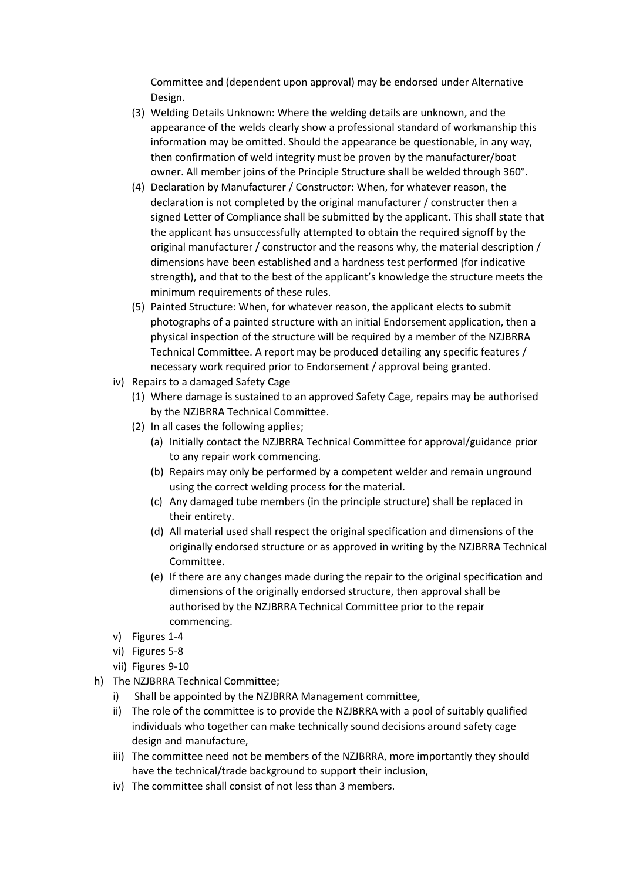Committee and (dependent upon approval) may be endorsed under Alternative Design.

(3) Welding Details Unknown: Where the welding details are unknown, and the appearance of the welds clearly show a professional standard of workmanship this information may be omitted. Should the appearance be questionable, in any way, then confirmation of weld integrity must be proven by the manufacturer/boat owner. All member joins of the Principle Structure shall be welded through 360°.

(4) Declaration by Manufacturer / Constructor: When, for whatever reason, the declaration is not completed by the original manufacturer / constructer then a signed Letter of Compliance shall be submitted by the applicant. This shall state that the applicant has unsuccessfully attempted to obtain the required signoff by the original manufacturer / constructor and the reasons why, the material description / dimensions have been established and a hardness test performed (for indicative strength), and that to the best of the applicant's knowledge the structure meets the minimum requirements of these rules.

(5) Painted Structure: When, for whatever reason, the applicant elects to submit photographs of a painted structure with an initial Endorsement application, then a physical inspection of the structure will be required by a member of the NZJBRRA Technical Committee. A report may be produced detailing any specific features / necessary work required prior to Endorsement / approval being granted.

iv) Repairs to a damaged Safety Cage

(1) Where damage is sustained to an approved Safety Cage, repairs may be authorised by the NZJBRRA Technical Committee.

(2) In all cases the following applies;

(a) Initially contact the NZJBRRA Technical Committee for approval/guidance prior to any repair work commencing.

(b) Repairs may only be performed by a competent welder and remain unground using the correct welding process for the material.

(c) Any damaged tube members (in the principle structure) shall be replaced in their entirety.

(d) All material used shall respect the original specification and dimensions of the originally endorsed structure or as approved in writing by the NZJBRRA Technical Committee.

(e) If there are any changes made during the repair to the original specification and dimensions of the originally endorsed structure, then approval shall be authorised by the NZJBRRA Technical Committee prior to the repair commencing.

v) Figures 1-4

vi) Figures 5-8

vii) Figures 9-10

h) The NZJBRRA Technical Committee;

i) Shall be appointed by the NZJBRRA Management committee,

ii) The role of the committee is to provide the NZJBRRA with a pool of suitably qualified individuals who together can make technically sound decisions around safety cage design and manufacture,

iii) The committee need not be members of the NZJBRRA, more importantly they should have the technical/trade background to support their inclusion,

iv) The committee shall consist of not less than 3 members.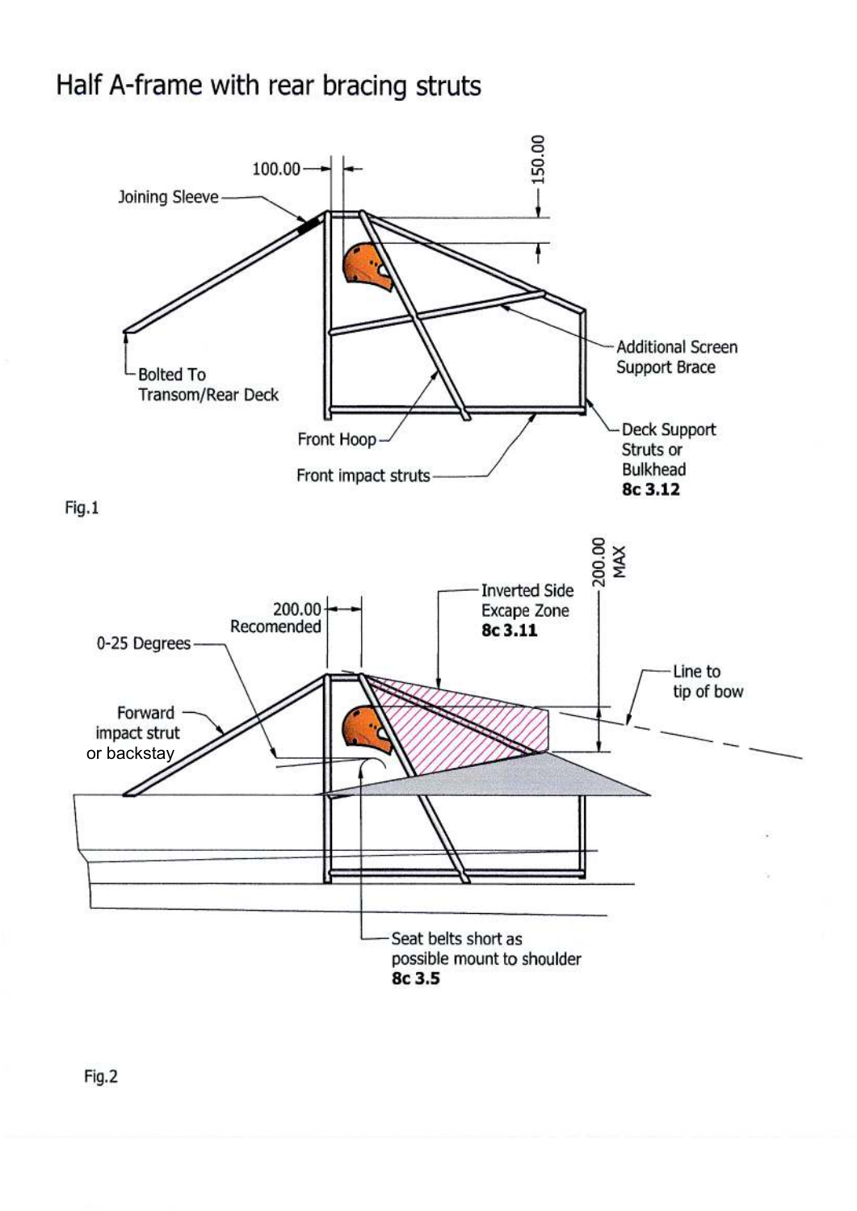# Half A-frame with rear bracing struts

100.00

150.00

Joining Sleeve

Bolted To Transom/Rear Deck

Additional Screen Support Brace

Front Hoop

Front impact struts

Deck Support Struts or Bulkhead **8c 3.12**

Fig.1

200.00 Recomended

200.00 MAX

0-25 Degrees

Inverted Side Excape Zone **8c 3.11**

Line to tip of bow

Forward impact strut or backstay

Seat belts short as possible mount to shoulder **8c 3.5**

Fig.2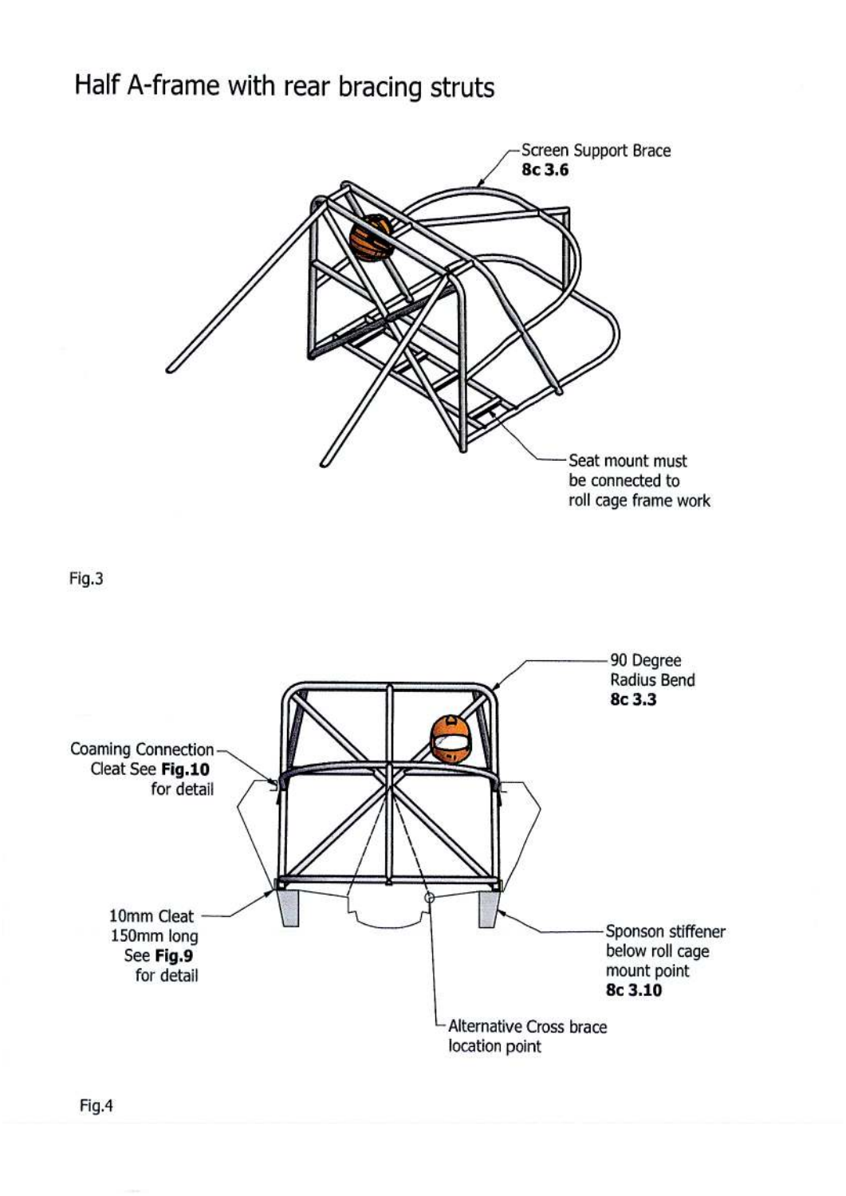# Half A-frame with rear bracing struts

Screen Support Brace
**8c 3.6**

Seat mount must be connected to roll cage frame work

Fig.3

90 Degree Radius Bend
**8c 3.3**

Coaming Connection Cleat See **Fig.10** for detail

10mm Cleat 150mm long See **Fig.9** for detail

Sponson stiffener below roll cage mount point
**8c 3.10**

Alternative Cross brace location point

Fig.4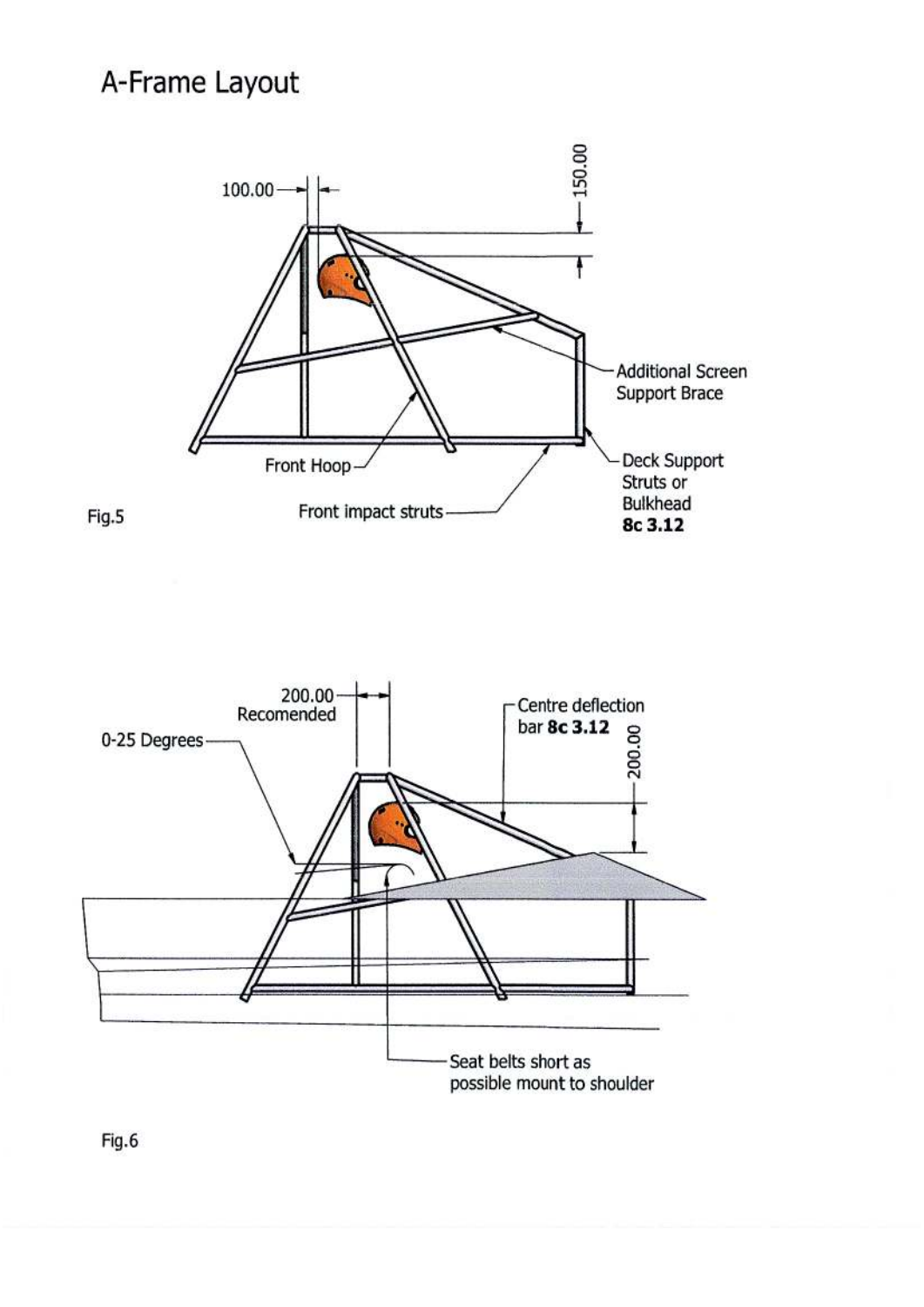# A-Frame Layout

100.00

150.00

Additional Screen Support Brace

Front Hoop

Deck Support Struts or Bulkhead **8c 3.12**

Front impact struts

Fig.5

200.00 Recomended

Centre deflection bar **8c 3.12**

0-25 Degrees

200.00

Seat belts short as possible mount to shoulder

Fig.6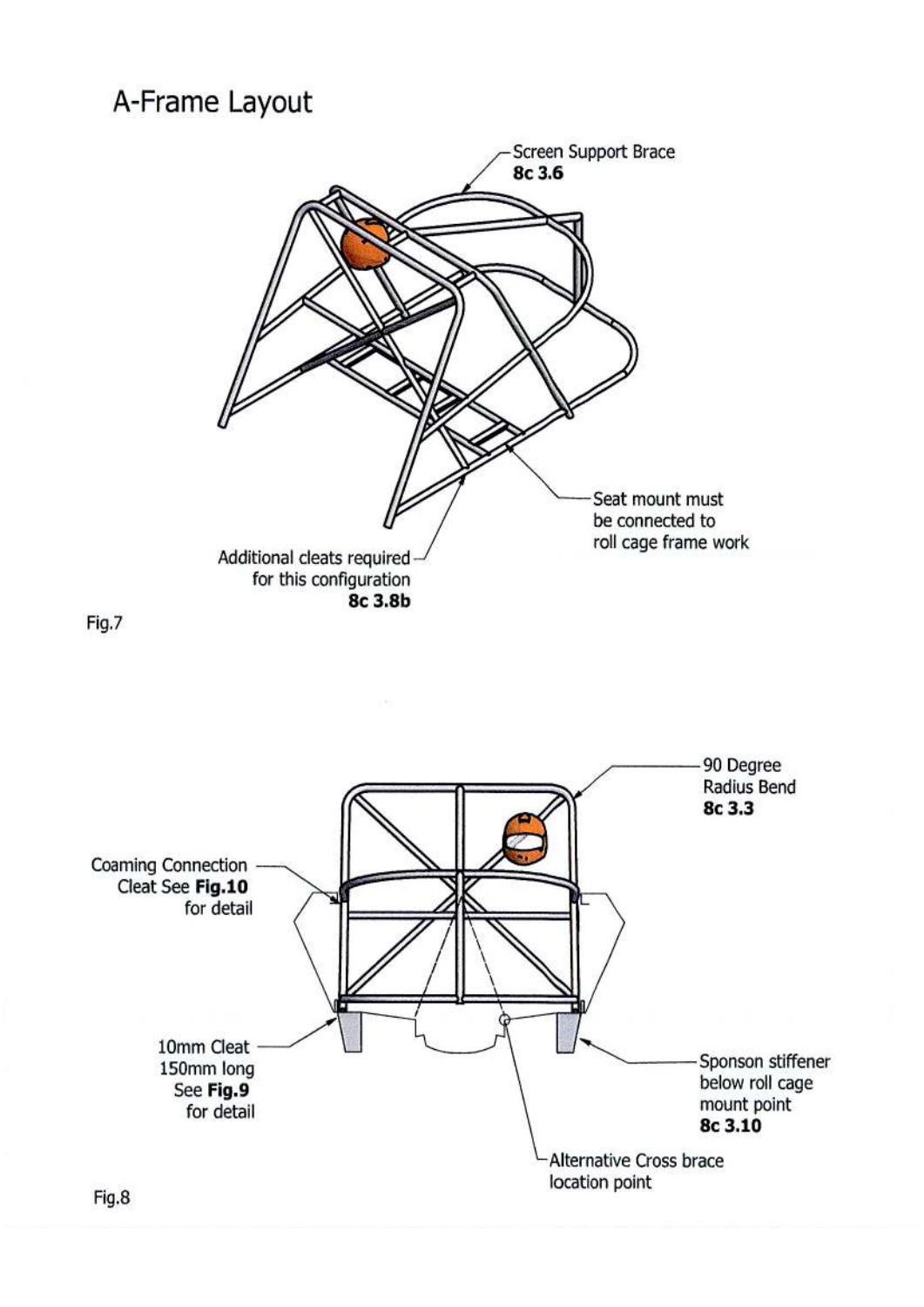# A-Frame Layout

Screen Support Brace
**8c 3.6**

Seat mount must be connected to roll cage frame work

Additional cleats required for this configuration
**8c 3.8b**

Fig.7

90 Degree Radius Bend
**8c 3.3**

Coaming Connection Cleat See **Fig.10** for detail

10mm Cleat 150mm long See **Fig.9** for detail

Sponson stiffener below roll cage mount point
**8c 3.10**

Alternative Cross brace location point

Fig.8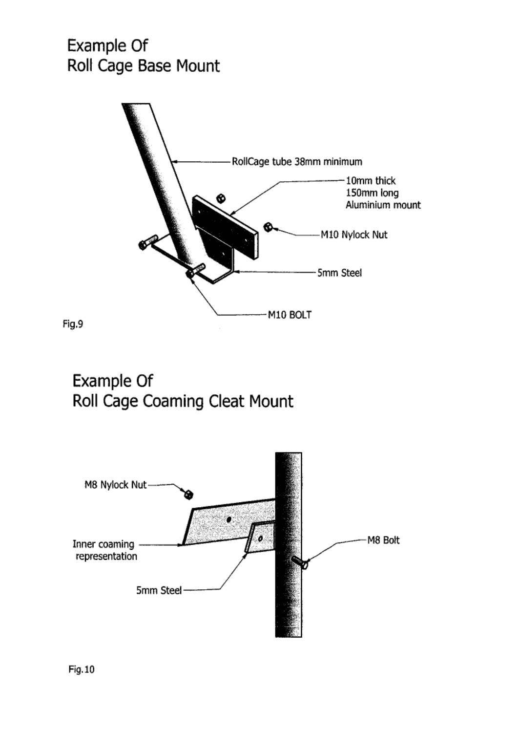# Example Of
# Roll Cage Base Mount

RollCage tube 38mm minimum

10mm thick
150mm long
Aluminium mount

M10 Nylock Nut

5mm Steel

M10 BOLT

Fig.9

# Example Of
# Roll Cage Coaming Cleat Mount

M8 Nylock Nut

Inner coaming
representation

M8 Bolt

5mm Steel

Fig.10